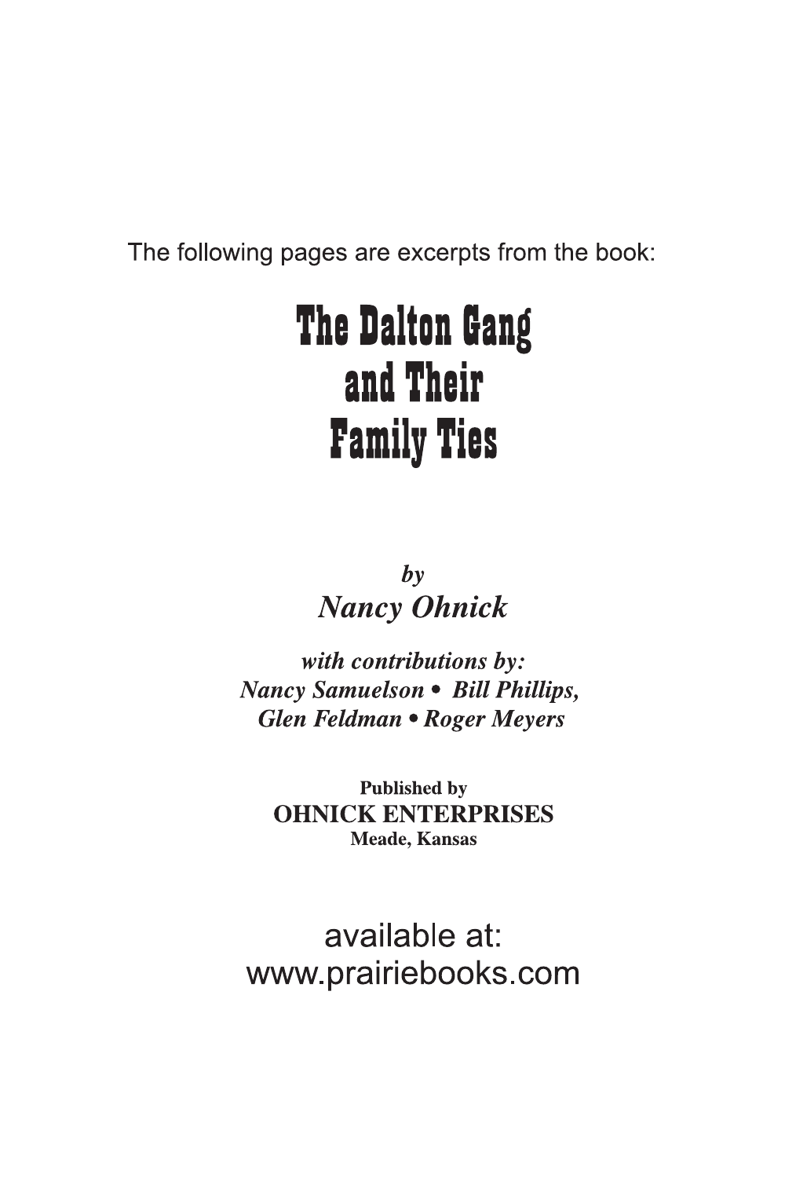The following pages are excerpts from the book:

# The Dalton Gang and Their Family Ties

*by*

***Nancy Ohnick***

***with contributions by:***

***Nancy Samuelson • Bill Phillips, Glen Feldman • Roger Meyers***

**Published by**

**OHNICK ENTERPRISES**

**Meade, Kansas**

available at:
www.prairiebooks.com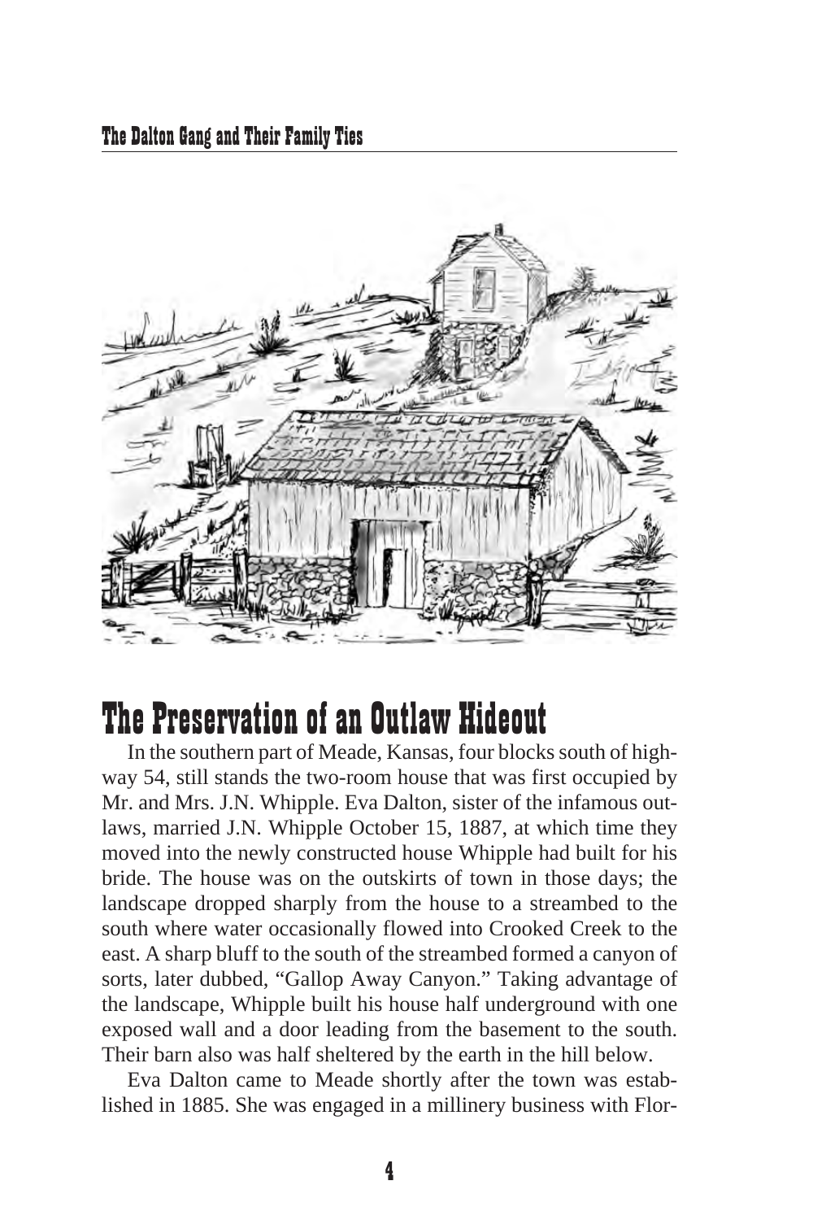## The Preservation of an Outlaw Hideout

In the southern part of Meade, Kansas, four blocks south of highway 54, still stands the two-room house that was first occupied by Mr. and Mrs. J.N. Whipple. Eva Dalton, sister of the infamous outlaws, married J.N. Whipple October 15, 1887, at which time they moved into the newly constructed house Whipple had built for his bride. The house was on the outskirts of town in those days; the landscape dropped sharply from the house to a streambed to the south where water occasionally flowed into Crooked Creek to the east. A sharp bluff to the south of the streambed formed a canyon of sorts, later dubbed, "Gallop Away Canyon." Taking advantage of the landscape, Whipple built his house half underground with one exposed wall and a door leading from the basement to the south. Their barn also was half sheltered by the earth in the hill below.

Eva Dalton came to Meade shortly after the town was established in 1885. She was engaged in a millinery business with Flor-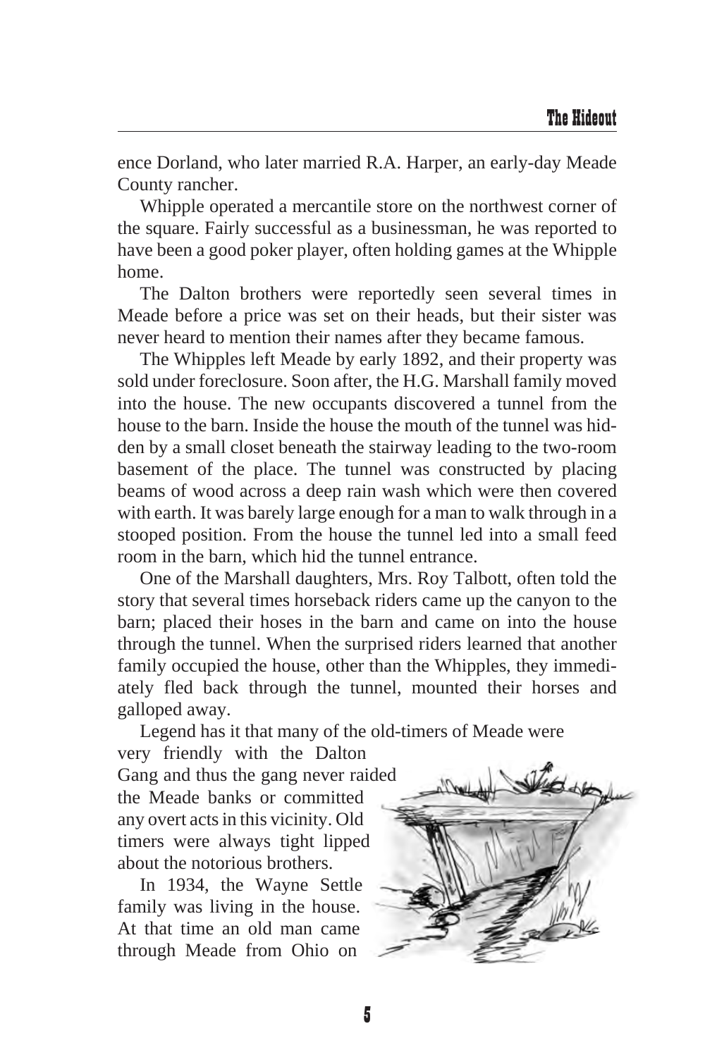ence Dorland, who later married R.A. Harper, an early-day Meade County rancher.

Whipple operated a mercantile store on the northwest corner of the square. Fairly successful as a businessman, he was reported to have been a good poker player, often holding games at the Whipple home.

The Dalton brothers were reportedly seen several times in Meade before a price was set on their heads, but their sister was never heard to mention their names after they became famous.

The Whipples left Meade by early 1892, and their property was sold under foreclosure. Soon after, the H.G. Marshall family moved into the house. The new occupants discovered a tunnel from the house to the barn. Inside the house the mouth of the tunnel was hidden by a small closet beneath the stairway leading to the two-room basement of the place. The tunnel was constructed by placing beams of wood across a deep rain wash which were then covered with earth. It was barely large enough for a man to walk through in a stooped position. From the house the tunnel led into a small feed room in the barn, which hid the tunnel entrance.

One of the Marshall daughters, Mrs. Roy Talbott, often told the story that several times horseback riders came up the canyon to the barn; placed their hoses in the barn and came on into the house through the tunnel. When the surprised riders learned that another family occupied the house, other than the Whipples, they immediately fled back through the tunnel, mounted their horses and galloped away.

Legend has it that many of the old-timers of Meade were very friendly with the Dalton Gang and thus the gang never raided the Meade banks or committed any overt acts in this vicinity. Old timers were always tight lipped about the notorious brothers.

In 1934, the Wayne Settle family was living in the house. At that time an old man came through Meade from Ohio on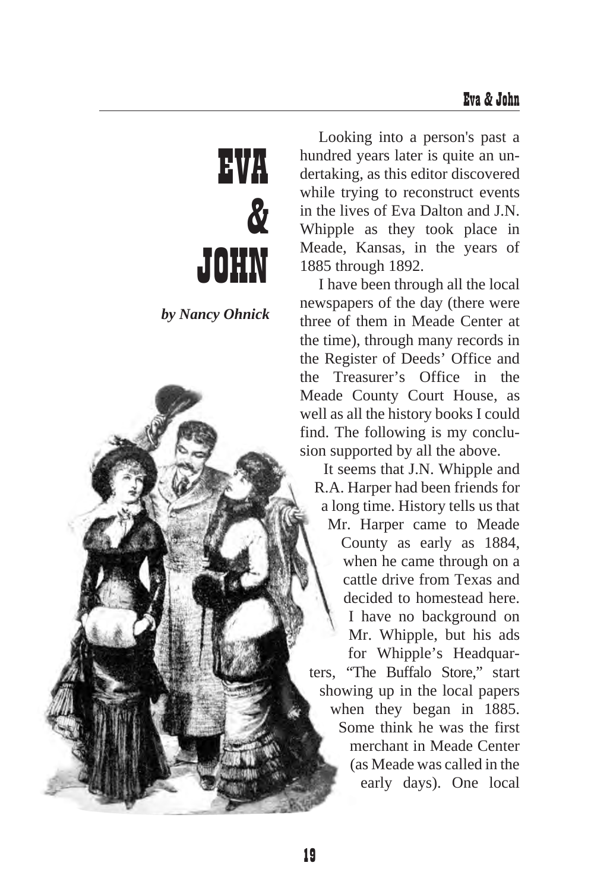# EVA & JOHN

*by Nancy Ohnick*

Looking into a person's past a hundred years later is quite an undertaking, as this editor discovered while trying to reconstruct events in the lives of Eva Dalton and J.N. Whipple as they took place in Meade, Kansas, in the years of 1885 through 1892.

I have been through all the local newspapers of the day (there were three of them in Meade Center at the time), through many records in the Register of Deeds' Office and the Treasurer's Office in the Meade County Court House, as well as all the history books I could find. The following is my conclusion supported by all the above.

It seems that J.N. Whipple and R.A. Harper had been friends for a long time. History tells us that Mr. Harper came to Meade County as early as 1884, when he came through on a cattle drive from Texas and decided to homestead here. I have no background on Mr. Whipple, but his ads for Whipple's Headquarters, "The Buffalo Store," start showing up in the local papers when they began in 1885. Some think he was the first merchant in Meade Center (as Meade was called in the early days). One local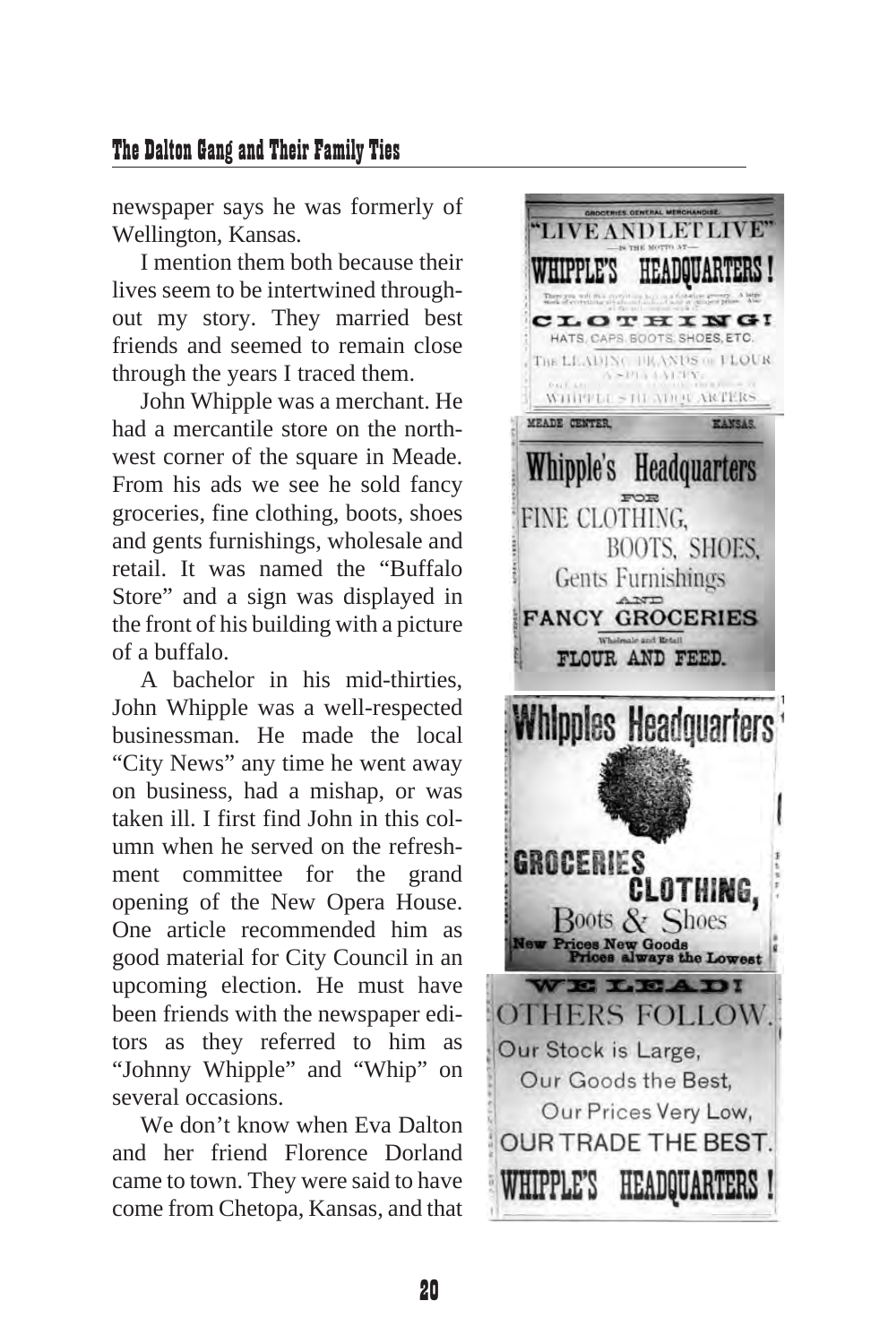newspaper says he was formerly of Wellington, Kansas.

I mention them both because their lives seem to be intertwined throughout my story. They married best friends and seemed to remain close through the years I traced them.

John Whipple was a merchant. He had a mercantile store on the northwest corner of the square in Meade. From his ads we see he sold fancy groceries, fine clothing, boots, shoes and gents furnishings, wholesale and retail. It was named the "Buffalo Store" and a sign was displayed in the front of his building with a picture of a buffalo.

A bachelor in his mid-thirties, John Whipple was a well-respected businessman. He made the local "City News" any time he went away on business, had a mishap, or was taken ill. I first find John in this column when he served on the refreshment committee for the grand opening of the New Opera House. One article recommended him as good material for City Council in an upcoming election. He must have been friends with the newspaper editors as they referred to him as "Johnny Whipple" and "Whip" on several occasions.

We don't know when Eva Dalton and her friend Florence Dorland came to town. They were said to have come from Chetopa, Kansas, and that

GROCERIES, GENERAL MERCHANDISE.

"LIVE AND LET LIVE"

—IS THE MOTTO AT—

WHIPPLE'S HEADQUARTERS!

CLOTHING!

HATS, CAPS, BOOTS, SHOES, ETC.

THE LEADING BRANDS OF FLOUR A SPECIALTY.

WHIPPLE'S HEADQUARTERS

MEADE CENTER, KANSAS.

Whipple's Headquarters

FOR

FINE CLOTHING,

BOOTS, SHOES,

Gents Furnishings

AND

FANCY GROCERIES

Wholesale and Retail

FLOUR AND FEED.

Whipples Headquarters

GROCERIES

CLOTHING,

Boots & Shoes

New Prices New Goods

Prices always the Lowest

WE LEAD!

OTHERS FOLLOW.

Our Stock is Large,

Our Goods the Best,

Our Prices Very Low,

OUR TRADE THE BEST.

WHIPPLE'S HEADQUARTERS!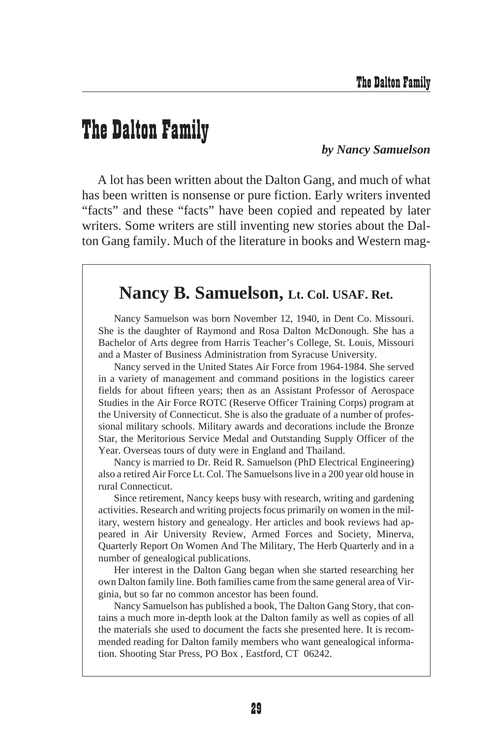# The Dalton Family

***by Nancy Samuelson***

A lot has been written about the Dalton Gang, and much of what has been written is nonsense or pure fiction. Early writers invented "facts" and these "facts" have been copied and repeated by later writers. Some writers are still inventing new stories about the Dalton Gang family. Much of the literature in books and Western mag-

## Nancy B. Samuelson, Lt. Col. USAF. Ret.

Nancy Samuelson was born November 12, 1940, in Dent Co. Missouri. She is the daughter of Raymond and Rosa Dalton McDonough. She has a Bachelor of Arts degree from Harris Teacher's College, St. Louis, Missouri and a Master of Business Administration from Syracuse University.

Nancy served in the United States Air Force from 1964-1984. She served in a variety of management and command positions in the logistics career fields for about fifteen years; then as an Assistant Professor of Aerospace Studies in the Air Force ROTC (Reserve Officer Training Corps) program at the University of Connecticut. She is also the graduate of a number of professional military schools. Military awards and decorations include the Bronze Star, the Meritorious Service Medal and Outstanding Supply Officer of the Year. Overseas tours of duty were in England and Thailand.

Nancy is married to Dr. Reid R. Samuelson (PhD Electrical Engineering) also a retired Air Force Lt. Col. The Samuelsons live in a 200 year old house in rural Connecticut.

Since retirement, Nancy keeps busy with research, writing and gardening activities. Research and writing projects focus primarily on women in the military, western history and genealogy. Her articles and book reviews had appeared in Air University Review, Armed Forces and Society, Minerva, Quarterly Report On Women And The Military, The Herb Quarterly and in a number of genealogical publications.

Her interest in the Dalton Gang began when she started researching her own Dalton family line. Both families came from the same general area of Virginia, but so far no common ancestor has been found.

Nancy Samuelson has published a book, The Dalton Gang Story, that contains a much more in-depth look at the Dalton family as well as copies of all the materials she used to document the facts she presented here. It is recommended reading for Dalton family members who want genealogical information. Shooting Star Press, PO Box , Eastford, CT 06242.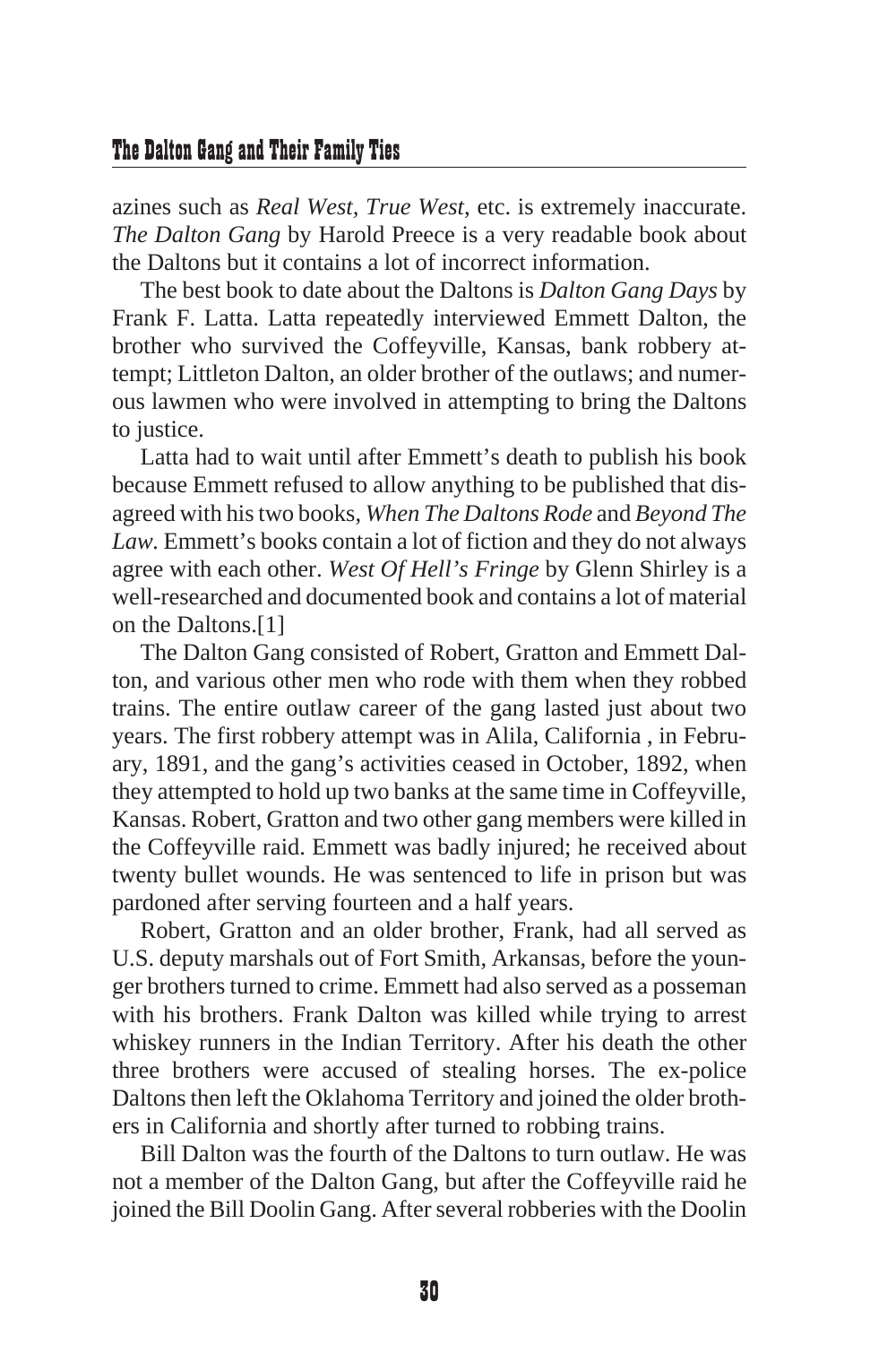azines such as *Real West, True West,* etc. is extremely inaccurate. *The Dalton Gang* by Harold Preece is a very readable book about the Daltons but it contains a lot of incorrect information.

The best book to date about the Daltons is *Dalton Gang Days* by Frank F. Latta. Latta repeatedly interviewed Emmett Dalton, the brother who survived the Coffeyville, Kansas, bank robbery attempt; Littleton Dalton, an older brother of the outlaws; and numerous lawmen who were involved in attempting to bring the Daltons to justice.

Latta had to wait until after Emmett's death to publish his book because Emmett refused to allow anything to be published that disagreed with his two books, *When The Daltons Rode* and *Beyond The Law.* Emmett's books contain a lot of fiction and they do not always agree with each other. *West Of Hell's Fringe* by Glenn Shirley is a well-researched and documented book and contains a lot of material on the Daltons.[1]

The Dalton Gang consisted of Robert, Gratton and Emmett Dalton, and various other men who rode with them when they robbed trains. The entire outlaw career of the gang lasted just about two years. The first robbery attempt was in Alila, California , in February, 1891, and the gang's activities ceased in October, 1892, when they attempted to hold up two banks at the same time in Coffeyville, Kansas. Robert, Gratton and two other gang members were killed in the Coffeyville raid. Emmett was badly injured; he received about twenty bullet wounds. He was sentenced to life in prison but was pardoned after serving fourteen and a half years.

Robert, Gratton and an older brother, Frank, had all served as U.S. deputy marshals out of Fort Smith, Arkansas, before the younger brothers turned to crime. Emmett had also served as a posseman with his brothers. Frank Dalton was killed while trying to arrest whiskey runners in the Indian Territory. After his death the other three brothers were accused of stealing horses. The ex-police Daltons then left the Oklahoma Territory and joined the older brothers in California and shortly after turned to robbing trains.

Bill Dalton was the fourth of the Daltons to turn outlaw. He was not a member of the Dalton Gang, but after the Coffeyville raid he joined the Bill Doolin Gang. After several robberies with the Doolin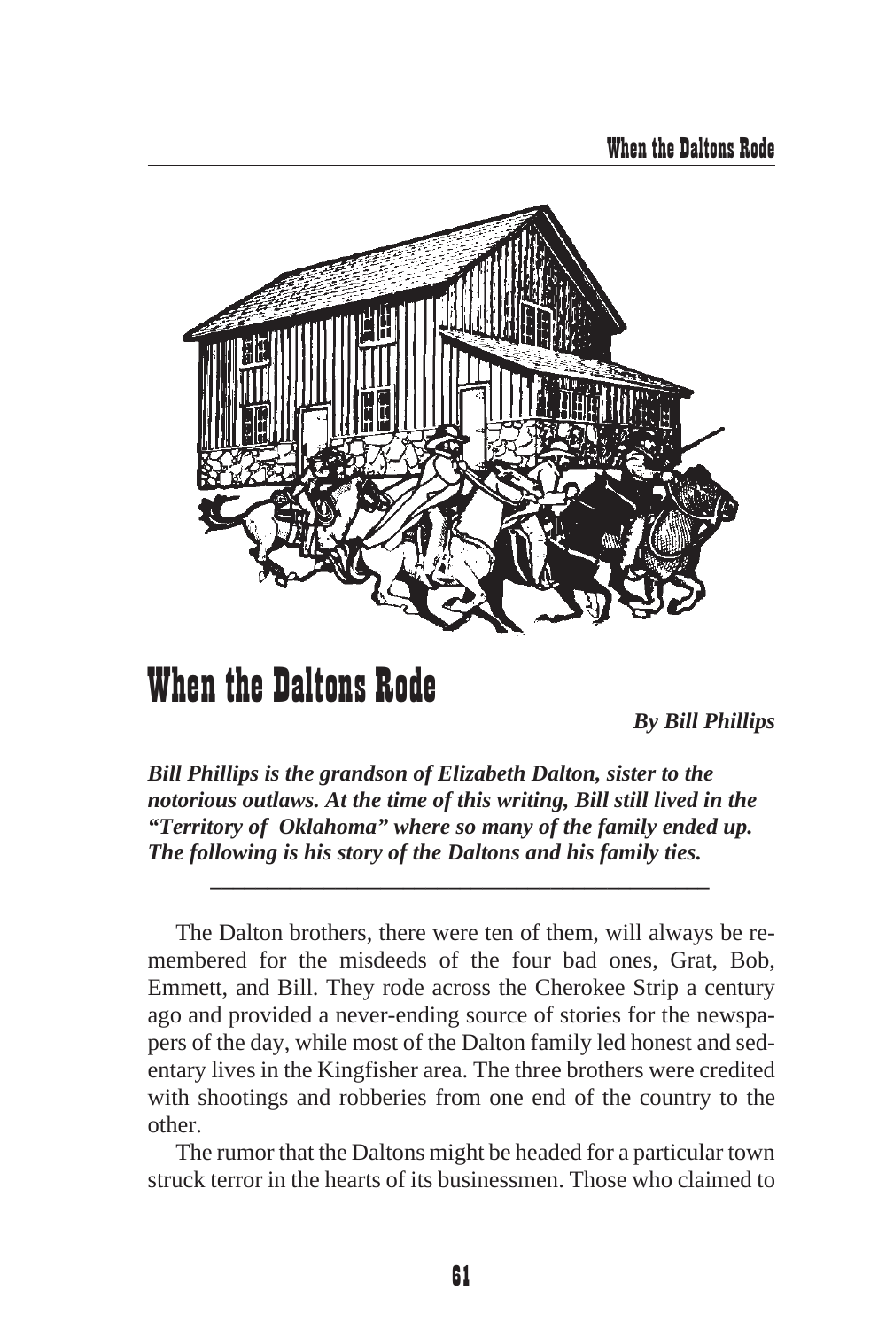# When the Daltons Rode

***By Bill Phillips***

***Bill Phillips is the grandson of Elizabeth Dalton, sister to the notorious outlaws. At the time of this writing, Bill still lived in the "Territory of Oklahoma" where so many of the family ended up. The following is his story of the Daltons and his family ties.***

---

The Dalton brothers, there were ten of them, will always be remembered for the misdeeds of the four bad ones, Grat, Bob, Emmett, and Bill. They rode across the Cherokee Strip a century ago and provided a never-ending source of stories for the newspapers of the day, while most of the Dalton family led honest and sedentary lives in the Kingfisher area. The three brothers were credited with shootings and robberies from one end of the country to the other.

The rumor that the Daltons might be headed for a particular town struck terror in the hearts of its businessmen. Those who claimed to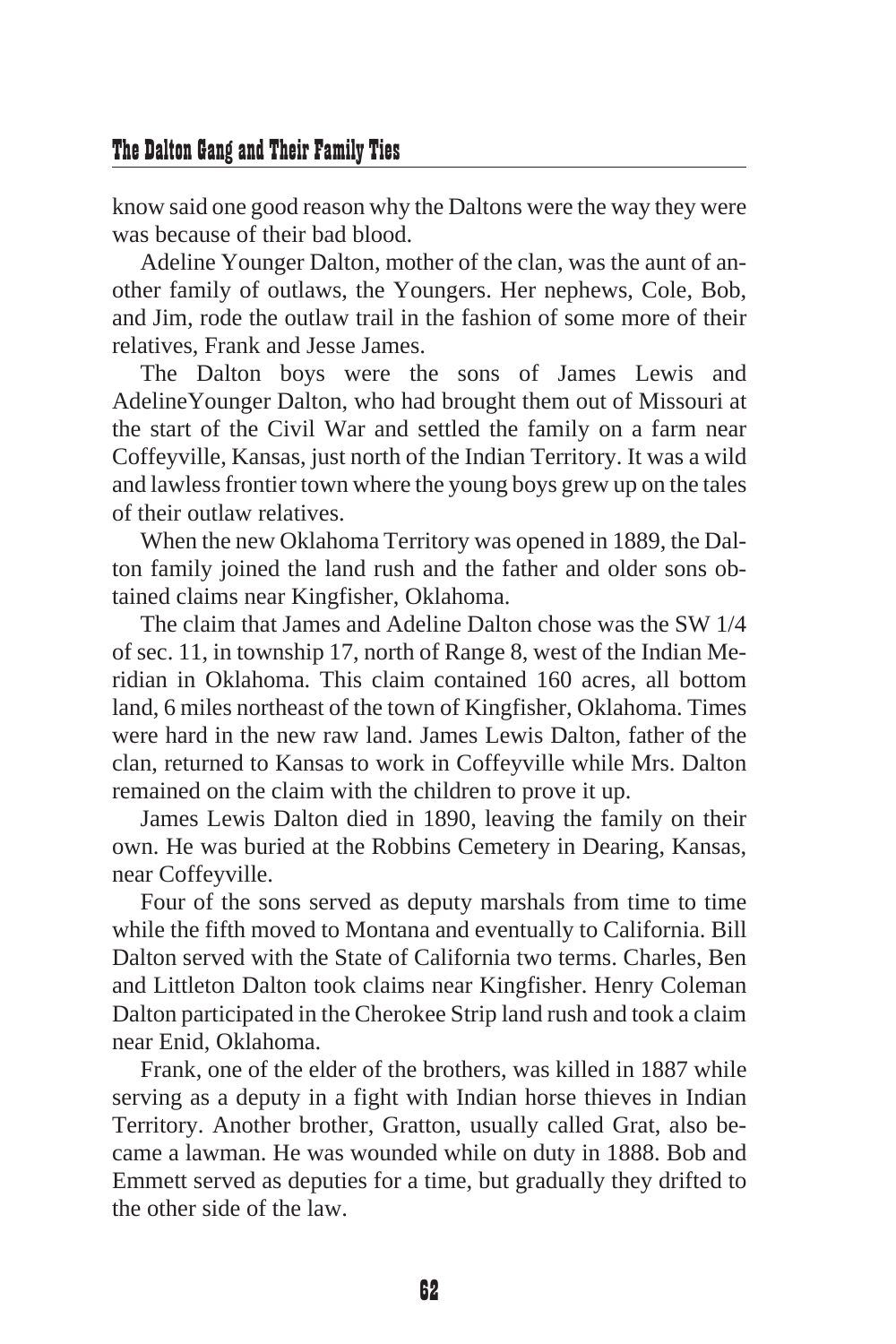know said one good reason why the Daltons were the way they were was because of their bad blood.

Adeline Younger Dalton, mother of the clan, was the aunt of another family of outlaws, the Youngers. Her nephews, Cole, Bob, and Jim, rode the outlaw trail in the fashion of some more of their relatives, Frank and Jesse James.

The Dalton boys were the sons of James Lewis and AdelineYounger Dalton, who had brought them out of Missouri at the start of the Civil War and settled the family on a farm near Coffeyville, Kansas, just north of the Indian Territory. It was a wild and lawless frontier town where the young boys grew up on the tales of their outlaw relatives.

When the new Oklahoma Territory was opened in 1889, the Dalton family joined the land rush and the father and older sons obtained claims near Kingfisher, Oklahoma.

The claim that James and Adeline Dalton chose was the SW 1/4 of sec. 11, in township 17, north of Range 8, west of the Indian Meridian in Oklahoma. This claim contained 160 acres, all bottom land, 6 miles northeast of the town of Kingfisher, Oklahoma. Times were hard in the new raw land. James Lewis Dalton, father of the clan, returned to Kansas to work in Coffeyville while Mrs. Dalton remained on the claim with the children to prove it up.

James Lewis Dalton died in 1890, leaving the family on their own. He was buried at the Robbins Cemetery in Dearing, Kansas, near Coffeyville.

Four of the sons served as deputy marshals from time to time while the fifth moved to Montana and eventually to California. Bill Dalton served with the State of California two terms. Charles, Ben and Littleton Dalton took claims near Kingfisher. Henry Coleman Dalton participated in the Cherokee Strip land rush and took a claim near Enid, Oklahoma.

Frank, one of the elder of the brothers, was killed in 1887 while serving as a deputy in a fight with Indian horse thieves in Indian Territory. Another brother, Gratton, usually called Grat, also became a lawman. He was wounded while on duty in 1888. Bob and Emmett served as deputies for a time, but gradually they drifted to the other side of the law.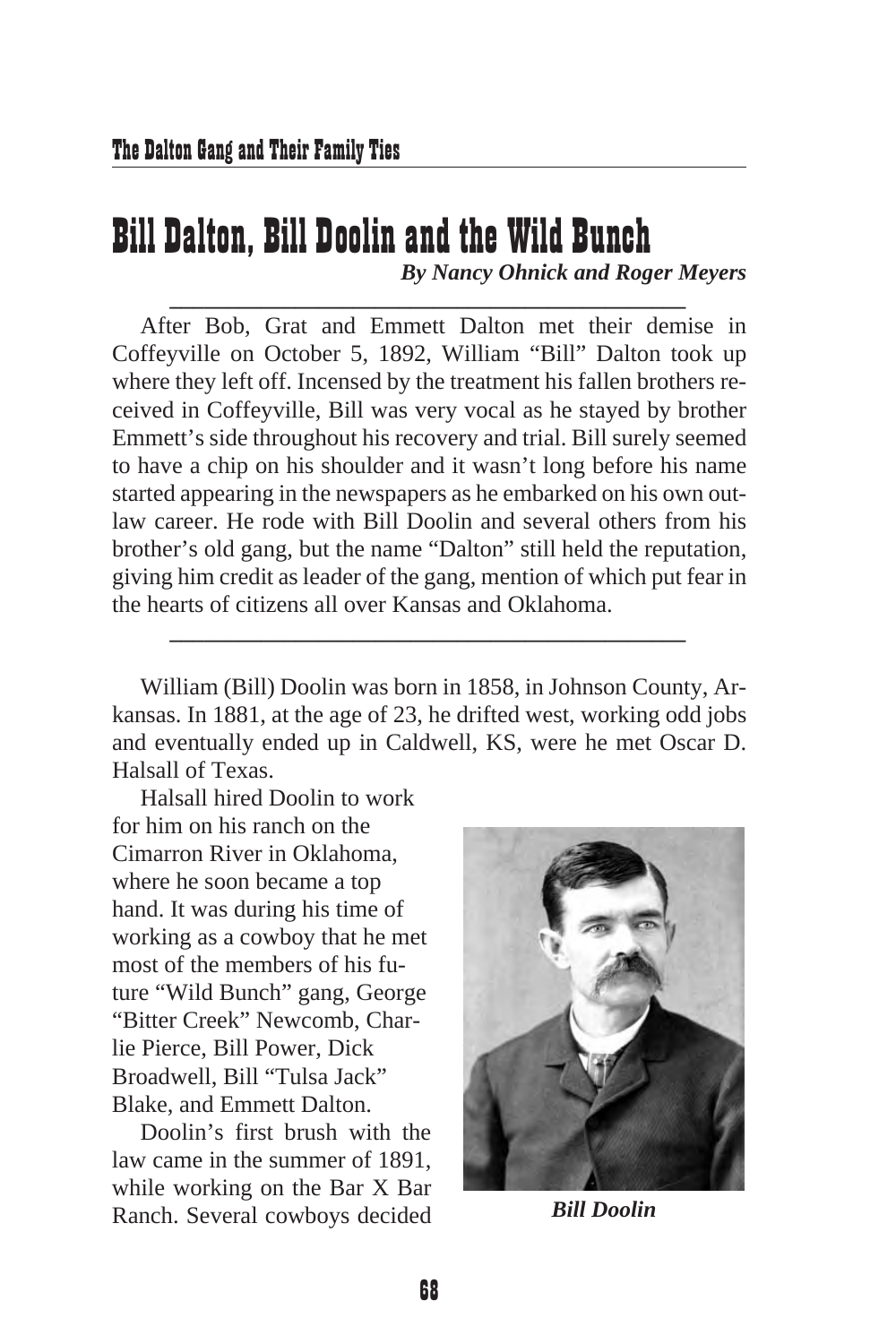# Bill Dalton, Bill Doolin and the Wild Bunch

***By Nancy Ohnick and Roger Meyers***

After Bob, Grat and Emmett Dalton met their demise in Coffeyville on October 5, 1892, William "Bill" Dalton took up where they left off. Incensed by the treatment his fallen brothers received in Coffeyville, Bill was very vocal as he stayed by brother Emmett's side throughout his recovery and trial. Bill surely seemed to have a chip on his shoulder and it wasn't long before his name started appearing in the newspapers as he embarked on his own outlaw career. He rode with Bill Doolin and several others from his brother's old gang, but the name "Dalton" still held the reputation, giving him credit as leader of the gang, mention of which put fear in the hearts of citizens all over Kansas and Oklahoma.

---

William (Bill) Doolin was born in 1858, in Johnson County, Arkansas. In 1881, at the age of 23, he drifted west, working odd jobs and eventually ended up in Caldwell, KS, were he met Oscar D. Halsall of Texas.

Halsall hired Doolin to work for him on his ranch on the Cimarron River in Oklahoma, where he soon became a top hand. It was during his time of working as a cowboy that he met most of the members of his future "Wild Bunch" gang, George "Bitter Creek" Newcomb, Charlie Pierce, Bill Power, Dick Broadwell, Bill "Tulsa Jack" Blake, and Emmett Dalton.

***Bill Doolin***

Doolin's first brush with the law came in the summer of 1891, while working on the Bar X Bar Ranch. Several cowboys decided